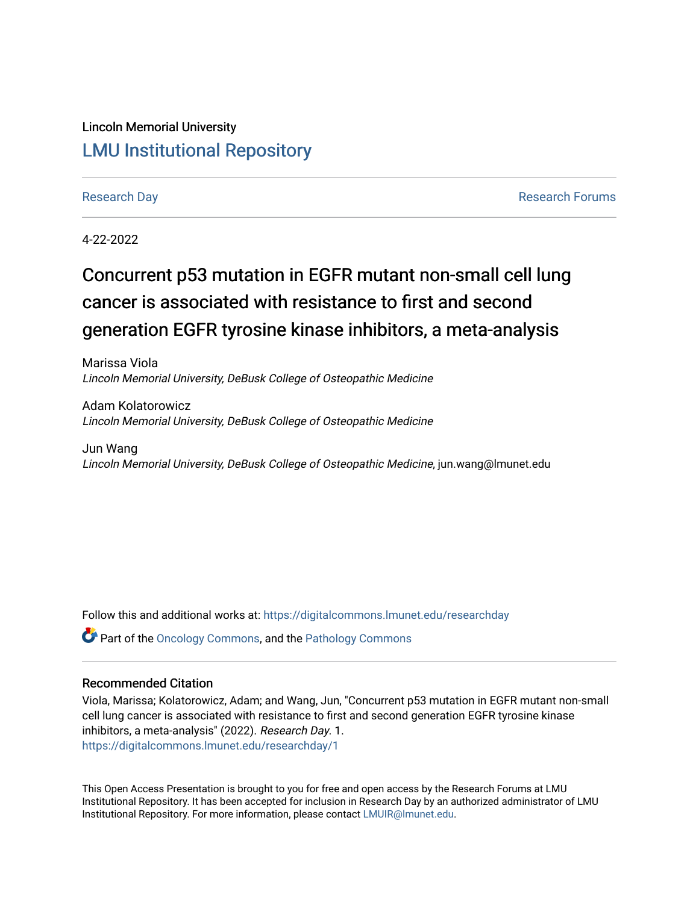Lincoln Memorial University

# LMU Institutional Repository

Research Day | Research Forums

4-22-2022

# Concurrent p53 mutation in EGFR mutant non-small cell lung cancer is associated with resistance to first and second generation EGFR tyrosine kinase inhibitors, a meta-analysis

Marissa Viola
*Lincoln Memorial University, DeBusk College of Osteopathic Medicine*

Adam Kolatorowicz
*Lincoln Memorial University, DeBusk College of Osteopathic Medicine*

Jun Wang
*Lincoln Memorial University, DeBusk College of Osteopathic Medicine*, jun.wang@lmunet.edu

Follow this and additional works at: https://digitalcommons.lmunet.edu/researchday

Part of the Oncology Commons, and the Pathology Commons

## Recommended Citation

Viola, Marissa; Kolatorowicz, Adam; and Wang, Jun, "Concurrent p53 mutation in EGFR mutant non-small cell lung cancer is associated with resistance to first and second generation EGFR tyrosine kinase inhibitors, a meta-analysis" (2022). *Research Day*. 1.
https://digitalcommons.lmunet.edu/researchday/1

This Open Access Presentation is brought to you for free and open access by the Research Forums at LMU Institutional Repository. It has been accepted for inclusion in Research Day by an authorized administrator of LMU Institutional Repository. For more information, please contact LMUIR@lmunet.edu.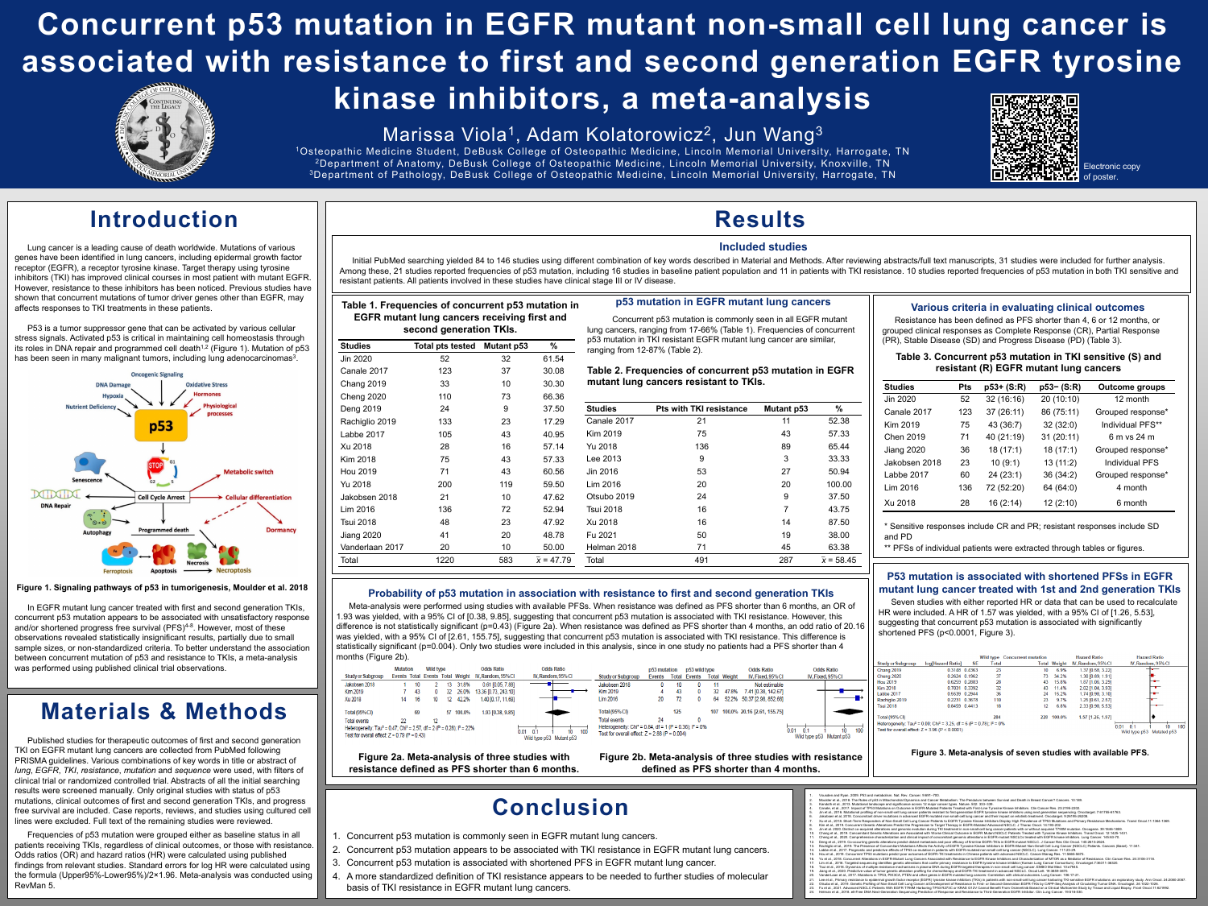# Concurrent p53 mutation in EGFR mutant non-small cell lung cancer is associated with resistance to first and second generation EGFR tyrosine kinase inhibitors, a meta-analysis

Marissa Viola[1], Adam Kolatorowicz[2], Jun Wang[3]

[1]Osteopathic Medicine Student, DeBusk College of Osteopathic Medicine, Lincoln Memorial University, Harrogate, TN
[2]Department of Anatomy, DeBusk College of Osteopathic Medicine, Lincoln Memorial University, Knoxville, TN
[3]Department of Pathology, DeBusk College of Osteopathic Medicine, Lincoln Memorial University, Harrogate, TN

Electronic copy of poster.

## Introduction

Lung cancer is a leading cause of death worldwide. Mutations of various genes have been identified in lung cancers, including epidermal growth factor receptor (EGFR), a receptor tyrosine kinase. Target therapy using tyrosine inhibitors (TKI) has improved clinical courses in most patient with mutant EGFR. However, resistance to these inhibitors has been noticed. Previous studies have shown that concurrent mutations of tumor driver genes other than EGFR, may affects responses to TKI treatments in these patients.

P53 is a tumor suppressor gene that can be activated by various cellular stress signals. Activated p53 is critical in maintaining cell homeostasis through its roles in DNA repair and programmed cell death[1,2] (Figure 1). Mutation of p53 has been seen in many malignant tumors, including lung adenocarcinomas[3].

Oncogenic Signaling
DNA Damage
Oxidative Stress
Hypoxia
Hormones
Nutrient Deficiency
Physiological processes
p53
STOP
G1
G2
S
Senescence
Metabolic switch
Cell Cycle Arrest
Cellular differentiation
DNA Repair
Autophagy
Programmed death
Dormancy
Necrosis
Ferroptosis
Apoptosis
Necroptosis

**Figure 1. Signaling pathways of p53 in tumorigenesis, Moulder et al. 2018**

In EGFR mutant lung cancer treated with first and second generation TKIs, concurrent p53 mutation appears to be associated with unsatisfactory response and/or shortened progress free survival (PFS)[4-8]. However, most of these observations revealed statistically insignificant results, partially due to small sample sizes, or non-standardized criteria. To better understand the association between concurrent mutation of p53 and resistance to TKIs, a meta-analysis was performed using published clinical trial observations.

## Materials & Methods

Published studies for therapeutic outcomes of first and second generation TKI on EGFR mutant lung cancers are collected from PubMed following PRISMA guidelines. Various combinations of key words in title or abstract of *lung*, *EGFR*, *TKI*, *resistance*, *mutation* and *sequence* were used, with filters of clinical trial or randomized controlled trial. Abstracts of all the initial searching results were screened manually. Only original studies with status of p53 mutations, clinical outcomes of first and second generation TKIs, and progress free survival are included. Case reports, reviews, and studies using cultured cell lines were excluded. Full text of the remaining studies were reviewed.

Frequencies of p53 mutation were grouped either as baseline status in all patients receiving TKIs, regardless of clinical outcomes, or those with resistance. Odds ratios (OR) and hazard ratios (HR) were calculated using published findings from relevant studies. Standard errors for log HR were calculated using the formula (Upper95%-Lower95%)/2×1.96. Meta-analysis was conducted using RevMan 5.

## Results

### Included studies

Initial PubMed searching yielded 84 to 146 studies using different combination of key words described in Material and Methods. After reviewing abstracts/full text manuscripts, 31 studies were included for further analysis. Among these, 21 studies reported frequencies of p53 mutation, including 16 studies in baseline patient population and 11 in patients with TKI resistance. 10 studies reported frequencies of p53 mutation in both TKI sensitive and resistant patients. All patients involved in these studies have clinical stage III or IV disease.

**Table 1. Frequencies of concurrent p53 mutation in EGFR mutant lung cancers receiving first and second generation TKIs.**

| Studies | Total pts tested | Mutant p53 | % |
|---|---|---|---|
| Jin 2020 | 52 | 32 | 61.54 |
| Canale 2017 | 123 | 37 | 30.08 |
| Chang 2019 | 33 | 10 | 30.30 |
| Cheng 2020 | 110 | 73 | 66.36 |
| Deng 2019 | 24 | 9 | 37.50 |
| Rachiglio 2019 | 133 | 23 | 17.29 |
| Labbe 2017 | 105 | 43 | 40.95 |
| Xu 2018 | 28 | 16 | 57.14 |
| Kim 2018 | 75 | 43 | 57.33 |
| Hou 2019 | 71 | 43 | 60.56 |
| Yu 2018 | 200 | 119 | 59.50 |
| Jakobsen 2018 | 21 | 10 | 47.62 |
| Lim 2016 | 136 | 72 | 52.94 |
| Tsui 2018 | 48 | 23 | 47.92 |
| Jiang 2020 | 41 | 20 | 48.78 |
| Vanderlaan 2017 | 20 | 10 | 50.00 |
| Total | 1220 | 583 | $\bar{x}$ = 47.79 |

### p53 mutation in EGFR mutant lung cancers

Concurrent p53 mutation is commonly seen in all EGFR mutant lung cancers, ranging from 17-66% (Table 1). Frequencies of concurrent p53 mutation in TKI resistant EGFR mutant lung cancer are similar, ranging from 12-87% (Table 2).

**Table 2. Frequencies of concurrent p53 mutation in EGFR mutant lung cancers resistant to TKIs.**

| Studies | Pts with TKI resistance | Mutant p53 | % |
|---|---|---|---|
| Canale 2017 | 21 | 11 | 52.38 |
| Kim 2019 | 75 | 43 | 57.33 |
| Yu 2018 | 136 | 89 | 65.44 |
| Lee 2013 | 9 | 3 | 33.33 |
| Jin 2016 | 53 | 27 | 50.94 |
| Lim 2016 | 20 | 20 | 100.00 |
| Otsubo 2019 | 24 | 9 | 37.50 |
| Tsui 2018 | 16 | 7 | 43.75 |
| Xu 2018 | 16 | 14 | 87.50 |
| Fu 2021 | 50 | 19 | 38.00 |
| Helman 2018 | 71 | 45 | 63.38 |
| Total | 491 | 287 | $\bar{x}$ = 58.45 |

### Various criteria in evaluating clinical outcomes

Resistance has been defined as PFS shorter than 4, 6 or 12 months, or grouped clinical responses as Complete Response (CR), Partial Response (PR), Stable Disease (SD) and Progress Disease (PD) (Table 3).

**Table 3. Concurrent p53 mutation in TKI sensitive (S) and resistant (R) EGFR mutant lung cancers**

| Studies | Pts | p53+ (S:R) | p53− (S:R) | Outcome groups |
|---|---|---|---|---|
| Jin 2020 | 52 | 32 (16:16) | 20 (10:10) | 12 month |
| Canale 2017 | 123 | 37 (26:11) | 86 (75:11) | Grouped response* |
| Kim 2019 | 75 | 43 (36:7) | 32 (32:0) | Individual PFS** |
| Chen 2019 | 71 | 40 (21:19) | 31 (20:11) | 6 m vs 24 m |
| Jiang 2020 | 36 | 18 (17:1) | 18 (17:1) | Grouped response* |
| Jakobsen 2018 | 23 | 10 (9:1) | 13 (11:2) | Individual PFS |
| Labbe 2017 | 60 | 24 (23:1) | 36 (34:2) | Grouped response* |
| Lim 2016 | 136 | 72 (52:20) | 64 (64:0) | 4 month |
| Xu 2018 | 28 | 16 (2:14) | 12 (2:10) | 6 month |

\* Sensitive responses include CR and PR; resistant responses include SD and PD

\*\* PFSs of individual patients were extracted through tables or figures.

### Probability of p53 mutation in association with resistance to first and second generation TKIs

Meta-analysis were performed using studies with available PFSs. When resistance was defined as PFS shorter than 6 months, an OR of 1.93 was yielded, with a 95% CI of [0.38, 9.85], suggesting that concurrent p53 mutation is associated with TKI resistance. However, this difference is not statistically significant (p=0.43) (Figure 2a). When resistance was defined as PFS shorter than 4 months, an odd ratio of 20.16 was yielded, with a 95% CI of [2.61, 155.75], suggesting that concurrent p53 mutation is associated with TKI resistance. This difference is statistically significant (p=0.004). Only two studies were included in this analysis, since in one study no patients had a PFS shorter than 4 months (Figure 2b).

Mutation / Wild type / Odds Ratio / Odds Ratio
Study or Subgroup | Events Total | Events Total | Weight | IV, Random, 95% CI | IV, Random, 95% CI
Jakobsen 2018 1 10 2 13 31.8% 0.61 [0.05, 7.88]
Kim 2019 7 43 0 32 26.0% 13.36 [0.73, 243.10]
Xu 2018 14 16 10 12 42.2% 1.40 [0.17, 11.68]
Total (95% CI) 69 57 100.0% 1.93 [0.38, 9.85]
Total events 22 12
Heterogeneity: Tau² = 0.47; Chi² = 2.57, df = 2 (P = 0.28); I² = 22%
Test for overall effect: Z = 0.79 (P = 0.43)
0.01 0.1 1 10 100
Wild type p53 Mutant p53

**Figure 2a. Meta-analysis of three studies with resistance defined as PFS shorter than 6 months.**

p53 mutation / p53 wild type / Odds Ratio / Odds Ratio
Study or Subgroup | Events Total | Events Total | Weight | IV, Fixed, 95% CI | IV, Fixed, 95% CI
Jakobsen 2018 0 10 0 11 Not estimable
Kim 2019 4 43 0 32 47.8% 7.41 [0.38, 142.67]
Lim 2016 20 72 0 64 52.2% 50.37 [2.98, 852.66]
Total (95% CI) 125 107 100.0% 20.16 [2.61, 155.75]
Total events 24 0
Heterogeneity: Chi² = 0.84, df = 1 (P = 0.36); I² = 0%
Test for overall effect: Z = 2.88 (P = 0.004)
0.01 0.1 1 10 100
Wild type p53 Mutant p53

**Figure 2b. Meta-analysis of three studies with resistance defined as PFS shorter than 4 months.**

### P53 mutation is associated with shortened PFSs in EGFR mutant lung cancer treated with 1st and 2nd generation TKIs

Seven studies with either reported HR or data that can be used to recalculate HR were included. A HR of 1.57 was yielded, with a 95% CI of [1.26, 5.53], suggesting that concurrent p53 mutation is associated with significantly shortened PFS (p<0.0001, Figure 3).

Wild type / Concurrent mutation / Hazard Ratio / Hazard Ratio
Study or Subgroup | log[Hazard Ratio] | SE | Total | Total | Weight | IV, Random, 95% CI | IV, Random, 95% CI
Chang 2019 0.3148 0.4363 23 10 6.9% 1.37 [0.58, 3.22]
Cheng 2020 0.2624 0.1962 37 73 34.2% 1.30 [0.89, 1.91]
Hou 2019 0.6250 0.2883 28 43 15.6% 1.87 [1.06, 3.29]
Kim 2018 0.7031 0.3392 32 43 11.4% 2.02 [1.04, 3.93]
Labbe 2017 0.5539 0.2944 36 24 15.2% 1.74 [0.98, 3.10]
Rachiglio 2019 0.2231 0.3678 110 23 9.7% 1.25 [0.61, 2.57]
Tsui 2018 0.8459 0.4413 18 12 6.8% 2.33 [0.98, 5.53]
Total (95% CI) 284 228 100.0% 1.57 [1.26, 1.97]
Heterogeneity: Tau² = 0.00; Chi² = 3.25, df = 6 (P = 0.78); I² = 0%
Test for overall effect: Z = 3.96 (P < 0.0001)
0.01 0.1 1 10 100
Wild type p53 Mutant p53

**Figure 3. Meta-analysis of seven studies with available PFS.**

## Conclusion

1. Concurrent p53 mutation is commonly seen in EGFR mutant lung cancers.
2. Concurrent p53 mutation appears to be associated with TKI resistance in EGFR mutant lung cancers.
3. Concurrent p53 mutation is associated with shortened PFS in EGFR mutant lung cancer.
4. A more standardized definition of TKI resistance appears to be needed to further studies of molecular basis of TKI resistance in EGFR mutant lung cancers.